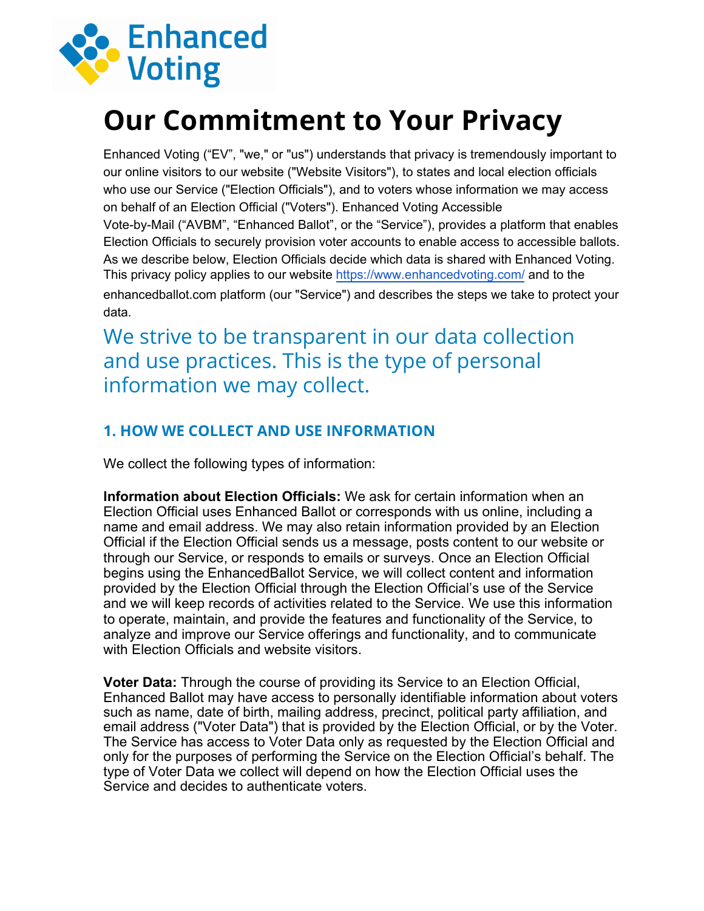Enhanced Voting

# Our Commitment to Your Privacy

Enhanced Voting ("EV", "we," or "us") understands that privacy is tremendously important to our online visitors to our website ("Website Visitors"), to states and local election officials who use our Service ("Election Officials"), and to voters whose information we may access on behalf of an Election Official ("Voters"). Enhanced Voting Accessible Vote-by-Mail ("AVBM", "Enhanced Ballot", or the "Service"), provides a platform that enables Election Officials to securely provision voter accounts to enable access to accessible ballots. As we describe below, Election Officials decide which data is shared with Enhanced Voting. This privacy policy applies to our website https://www.enhancedvoting.com/ and to the enhancedballot.com platform (our "Service") and describes the steps we take to protect your data.

## We strive to be transparent in our data collection and use practices. This is the type of personal information we may collect.

### 1. HOW WE COLLECT AND USE INFORMATION

We collect the following types of information:

**Information about Election Officials:** We ask for certain information when an Election Official uses Enhanced Ballot or corresponds with us online, including a name and email address. We may also retain information provided by an Election Official if the Election Official sends us a message, posts content to our website or through our Service, or responds to emails or surveys. Once an Election Official begins using the EnhancedBallot Service, we will collect content and information provided by the Election Official through the Election Official's use of the Service and we will keep records of activities related to the Service. We use this information to operate, maintain, and provide the features and functionality of the Service, to analyze and improve our Service offerings and functionality, and to communicate with Election Officials and website visitors.

**Voter Data:** Through the course of providing its Service to an Election Official, Enhanced Ballot may have access to personally identifiable information about voters such as name, date of birth, mailing address, precinct, political party affiliation, and email address ("Voter Data") that is provided by the Election Official, or by the Voter. The Service has access to Voter Data only as requested by the Election Official and only for the purposes of performing the Service on the Election Official's behalf. The type of Voter Data we collect will depend on how the Election Official uses the Service and decides to authenticate voters.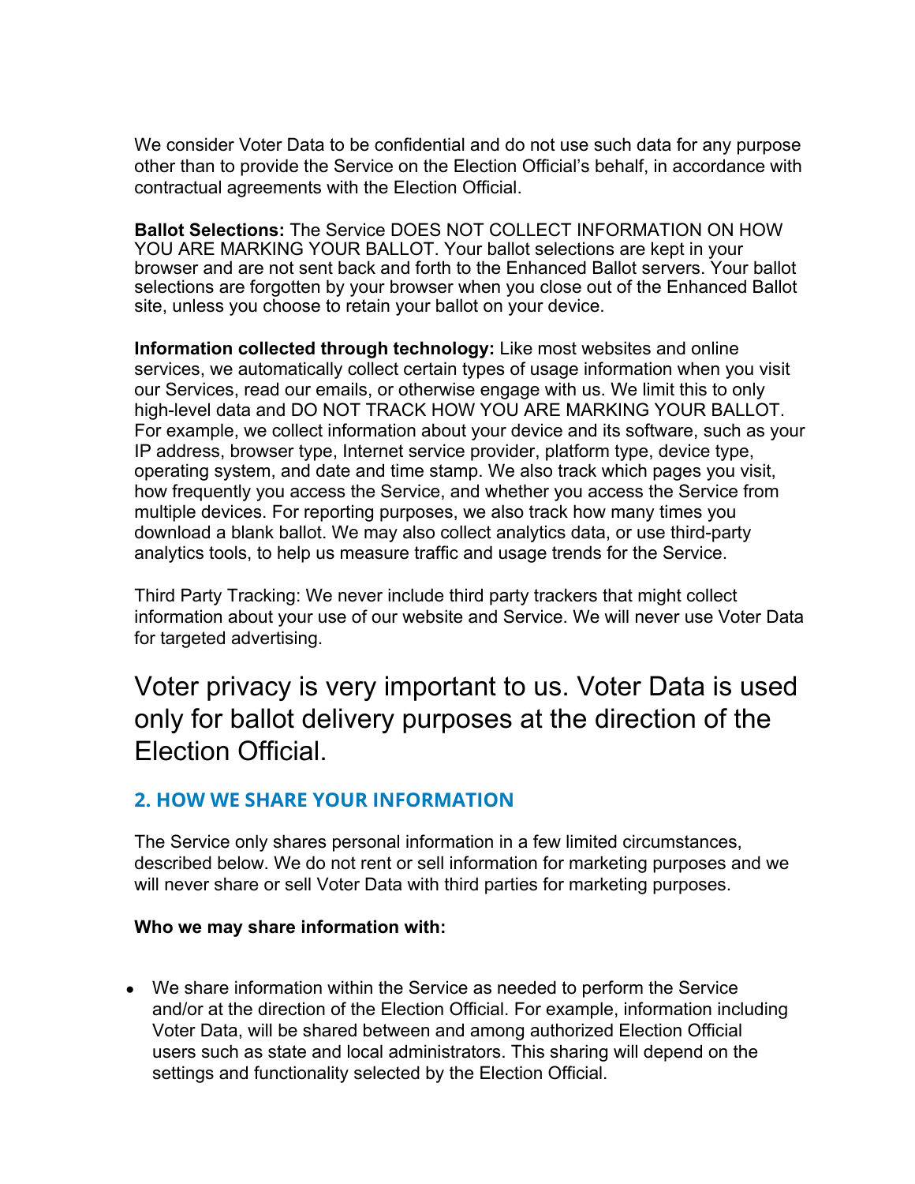We consider Voter Data to be confidential and do not use such data for any purpose other than to provide the Service on the Election Official's behalf, in accordance with contractual agreements with the Election Official.

**Ballot Selections:** The Service DOES NOT COLLECT INFORMATION ON HOW YOU ARE MARKING YOUR BALLOT. Your ballot selections are kept in your browser and are not sent back and forth to the Enhanced Ballot servers. Your ballot selections are forgotten by your browser when you close out of the Enhanced Ballot site, unless you choose to retain your ballot on your device.

**Information collected through technology:** Like most websites and online services, we automatically collect certain types of usage information when you visit our Services, read our emails, or otherwise engage with us. We limit this to only high-level data and DO NOT TRACK HOW YOU ARE MARKING YOUR BALLOT. For example, we collect information about your device and its software, such as your IP address, browser type, Internet service provider, platform type, device type, operating system, and date and time stamp. We also track which pages you visit, how frequently you access the Service, and whether you access the Service from multiple devices. For reporting purposes, we also track how many times you download a blank ballot. We may also collect analytics data, or use third-party analytics tools, to help us measure traffic and usage trends for the Service.

Third Party Tracking: We never include third party trackers that might collect information about your use of our website and Service. We will never use Voter Data for targeted advertising.

Voter privacy is very important to us. Voter Data is used only for ballot delivery purposes at the direction of the Election Official.

## 2. HOW WE SHARE YOUR INFORMATION

The Service only shares personal information in a few limited circumstances, described below. We do not rent or sell information for marketing purposes and we will never share or sell Voter Data with third parties for marketing purposes.

**Who we may share information with:**

- We share information within the Service as needed to perform the Service and/or at the direction of the Election Official. For example, information including Voter Data, will be shared between and among authorized Election Official users such as state and local administrators. This sharing will depend on the settings and functionality selected by the Election Official.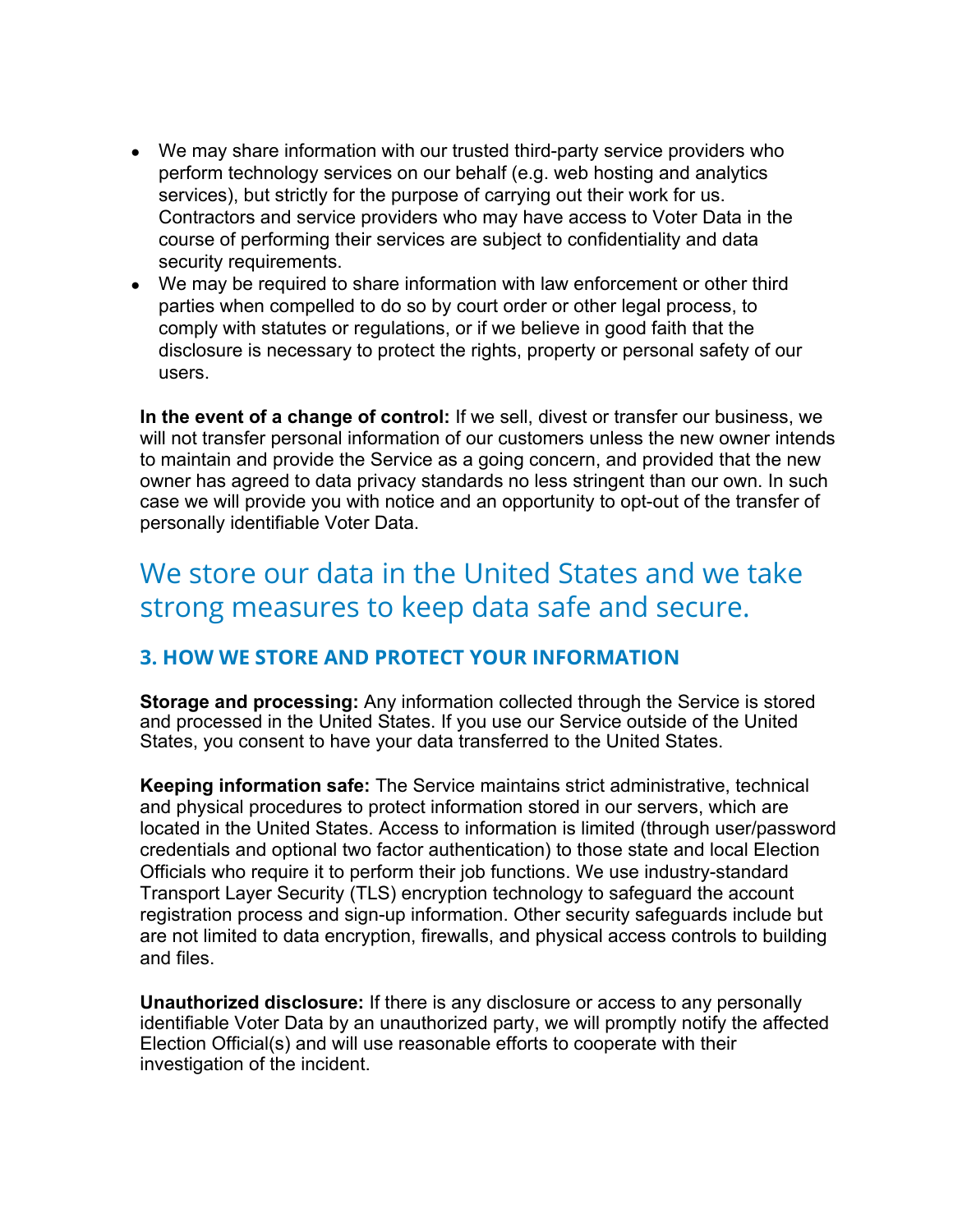- We may share information with our trusted third-party service providers who perform technology services on our behalf (e.g. web hosting and analytics services), but strictly for the purpose of carrying out their work for us. Contractors and service providers who may have access to Voter Data in the course of performing their services are subject to confidentiality and data security requirements.
- We may be required to share information with law enforcement or other third parties when compelled to do so by court order or other legal process, to comply with statutes or regulations, or if we believe in good faith that the disclosure is necessary to protect the rights, property or personal safety of our users.

**In the event of a change of control:** If we sell, divest or transfer our business, we will not transfer personal information of our customers unless the new owner intends to maintain and provide the Service as a going concern, and provided that the new owner has agreed to data privacy standards no less stringent than our own. In such case we will provide you with notice and an opportunity to opt-out of the transfer of personally identifiable Voter Data.

## We store our data in the United States and we take strong measures to keep data safe and secure.

### 3. HOW WE STORE AND PROTECT YOUR INFORMATION

**Storage and processing:** Any information collected through the Service is stored and processed in the United States. If you use our Service outside of the United States, you consent to have your data transferred to the United States.

**Keeping information safe:** The Service maintains strict administrative, technical and physical procedures to protect information stored in our servers, which are located in the United States. Access to information is limited (through user/password credentials and optional two factor authentication) to those state and local Election Officials who require it to perform their job functions. We use industry-standard Transport Layer Security (TLS) encryption technology to safeguard the account registration process and sign-up information. Other security safeguards include but are not limited to data encryption, firewalls, and physical access controls to building and files.

**Unauthorized disclosure:** If there is any disclosure or access to any personally identifiable Voter Data by an unauthorized party, we will promptly notify the affected Election Official(s) and will use reasonable efforts to cooperate with their investigation of the incident.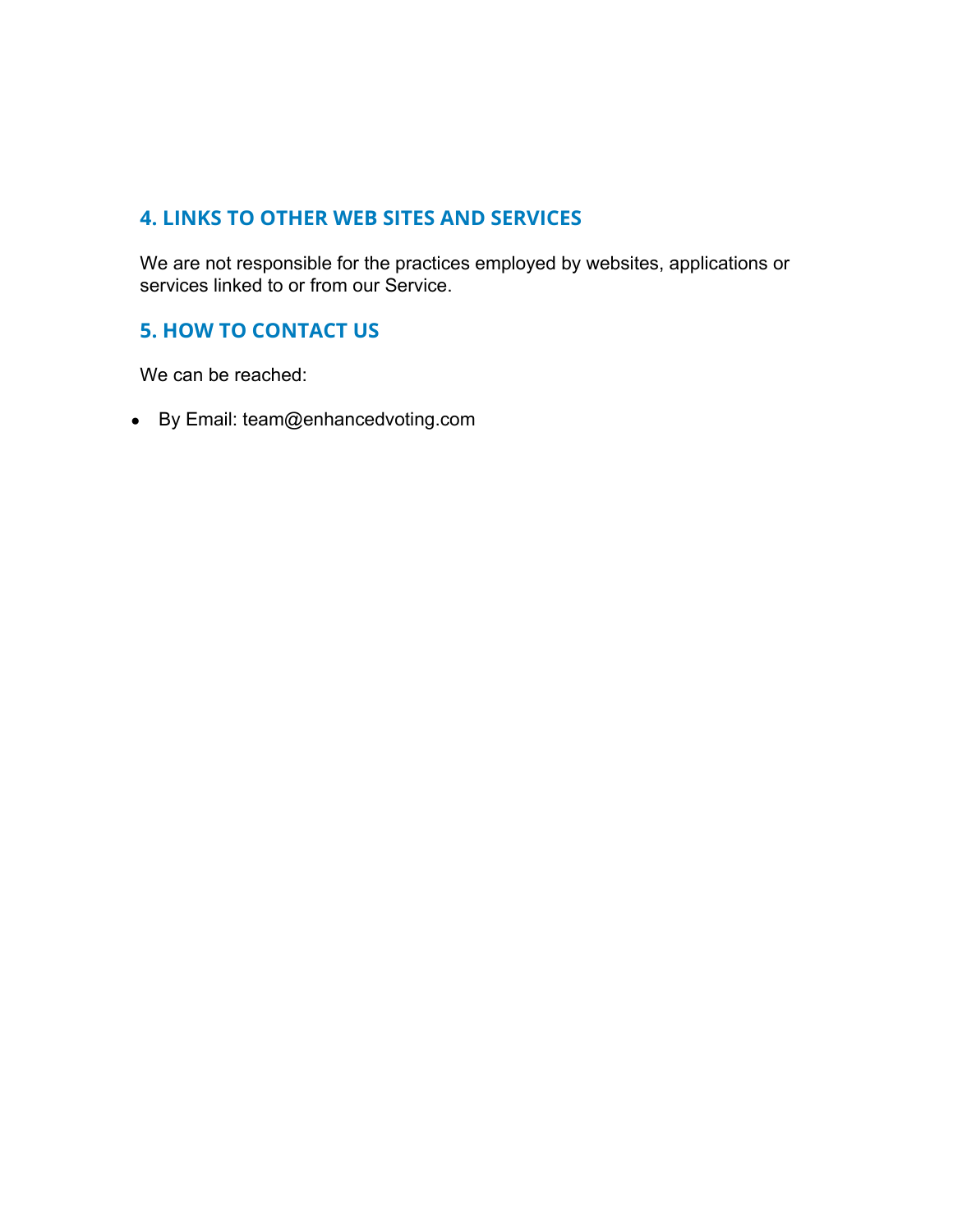## 4. LINKS TO OTHER WEB SITES AND SERVICES

We are not responsible for the practices employed by websites, applications or services linked to or from our Service.

## 5. HOW TO CONTACT US

We can be reached:

- By Email: team@enhancedvoting.com